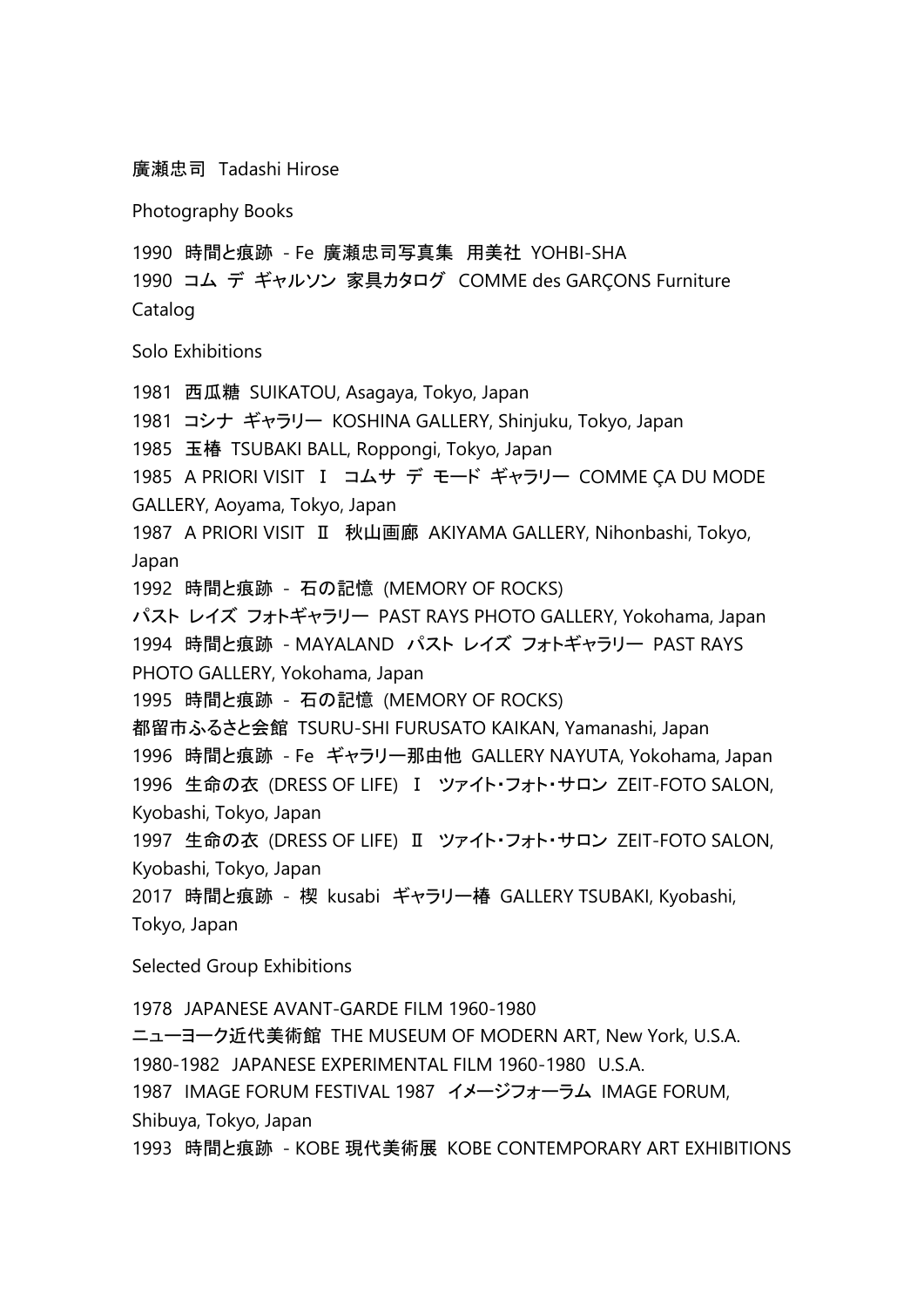廣瀬忠司 Tadashi Hirose

Photography Books

1990 時間と痕跡 - Fe 廣瀬忠司写真集 用美社 YOHBI-SHA
1990 コム デ ギャルソン 家具カタログ COMME des GARÇONS Furniture Catalog

Solo Exhibitions

1981 西瓜糖 SUIKATOU, Asagaya, Tokyo, Japan
1981 コシナ ギャラリー KOSHINA GALLERY, Shinjuku, Tokyo, Japan
1985 玉椿 TSUBAKI BALL, Roppongi, Tokyo, Japan
1985 A PRIORI VISIT Ⅰ コムサ デ モード ギャラリー COMME ÇA DU MODE GALLERY, Aoyama, Tokyo, Japan
1987 A PRIORI VISIT Ⅱ 秋山画廊 AKIYAMA GALLERY, Nihonbashi, Tokyo, Japan
1992 時間と痕跡 - 石の記憶 (MEMORY OF ROCKS)
パスト レイズ フォトギャラリー PAST RAYS PHOTO GALLERY, Yokohama, Japan
1994 時間と痕跡 - MAYALAND パスト レイズ フォトギャラリー PAST RAYS PHOTO GALLERY, Yokohama, Japan
1995 時間と痕跡 - 石の記憶 (MEMORY OF ROCKS)
都留市ふるさと会館 TSURU-SHI FURUSATO KAIKAN, Yamanashi, Japan
1996 時間と痕跡 - Fe ギャラリー那由他 GALLERY NAYUTA, Yokohama, Japan
1996 生命の衣 (DRESS OF LIFE) Ⅰ ツァイト・フォト・サロン ZEIT-FOTO SALON, Kyobashi, Tokyo, Japan
1997 生命の衣 (DRESS OF LIFE) Ⅱ ツァイト・フォト・サロン ZEIT-FOTO SALON, Kyobashi, Tokyo, Japan
2017 時間と痕跡 - 楔 kusabi ギャラリー椿 GALLERY TSUBAKI, Kyobashi, Tokyo, Japan

Selected Group Exhibitions

1978 JAPANESE AVANT-GARDE FILM 1960-1980
ニューヨーク近代美術館 THE MUSEUM OF MODERN ART, New York, U.S.A.
1980-1982 JAPANESE EXPERIMENTAL FILM 1960-1980 U.S.A.
1987 IMAGE FORUM FESTIVAL 1987 イメージフォーラム IMAGE FORUM, Shibuya, Tokyo, Japan
1993 時間と痕跡 - KOBE 現代美術展 KOBE CONTEMPORARY ART EXHIBITIONS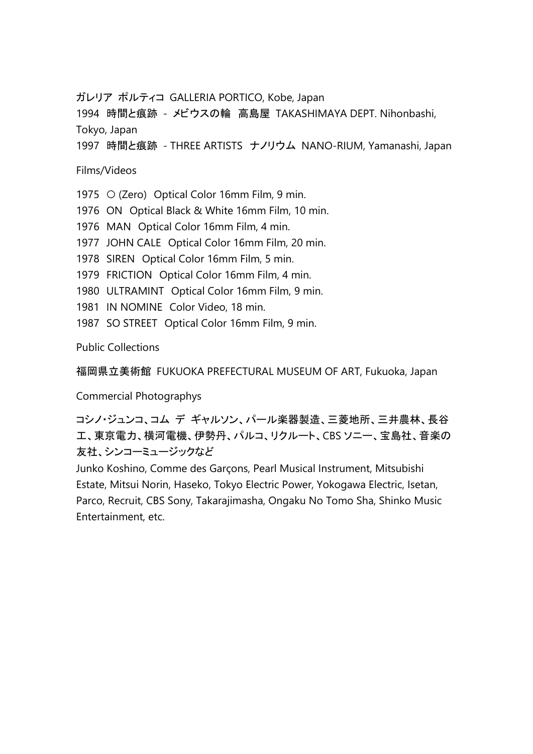ガレリア ポルティコ GALLERIA PORTICO, Kobe, Japan
1994 時間と痕跡 - メビウスの輪 高島屋 TAKASHIMAYA DEPT. Nihonbashi, Tokyo, Japan
1997 時間と痕跡 - THREE ARTISTS ナノリウム NANO-RIUM, Yamanashi, Japan

Films/Videos

1975 ○ (Zero) Optical Color 16mm Film, 9 min.
1976 ON Optical Black & White 16mm Film, 10 min.
1976 MAN Optical Color 16mm Film, 4 min.
1977 JOHN CALE Optical Color 16mm Film, 20 min.
1978 SIREN Optical Color 16mm Film, 5 min.
1979 FRICTION Optical Color 16mm Film, 4 min.
1980 ULTRAMINT Optical Color 16mm Film, 9 min.
1981 IN NOMINE Color Video, 18 min.
1987 SO STREET Optical Color 16mm Film, 9 min.

Public Collections

福岡県立美術館 FUKUOKA PREFECTURAL MUSEUM OF ART, Fukuoka, Japan

Commercial Photographys

コシノ・ジュンコ、コム デ ギャルソン、パール楽器製造、三菱地所、三井農林、長谷工、東京電力、横河電機、伊勢丹、パルコ、リクルート、CBS ソニー、宝島社、音楽の友社、シンコーミュージックなど
Junko Koshino, Comme des Garçons, Pearl Musical Instrument, Mitsubishi Estate, Mitsui Norin, Haseko, Tokyo Electric Power, Yokogawa Electric, Isetan, Parco, Recruit, CBS Sony, Takarajimasha, Ongaku No Tomo Sha, Shinko Music Entertainment, etc.